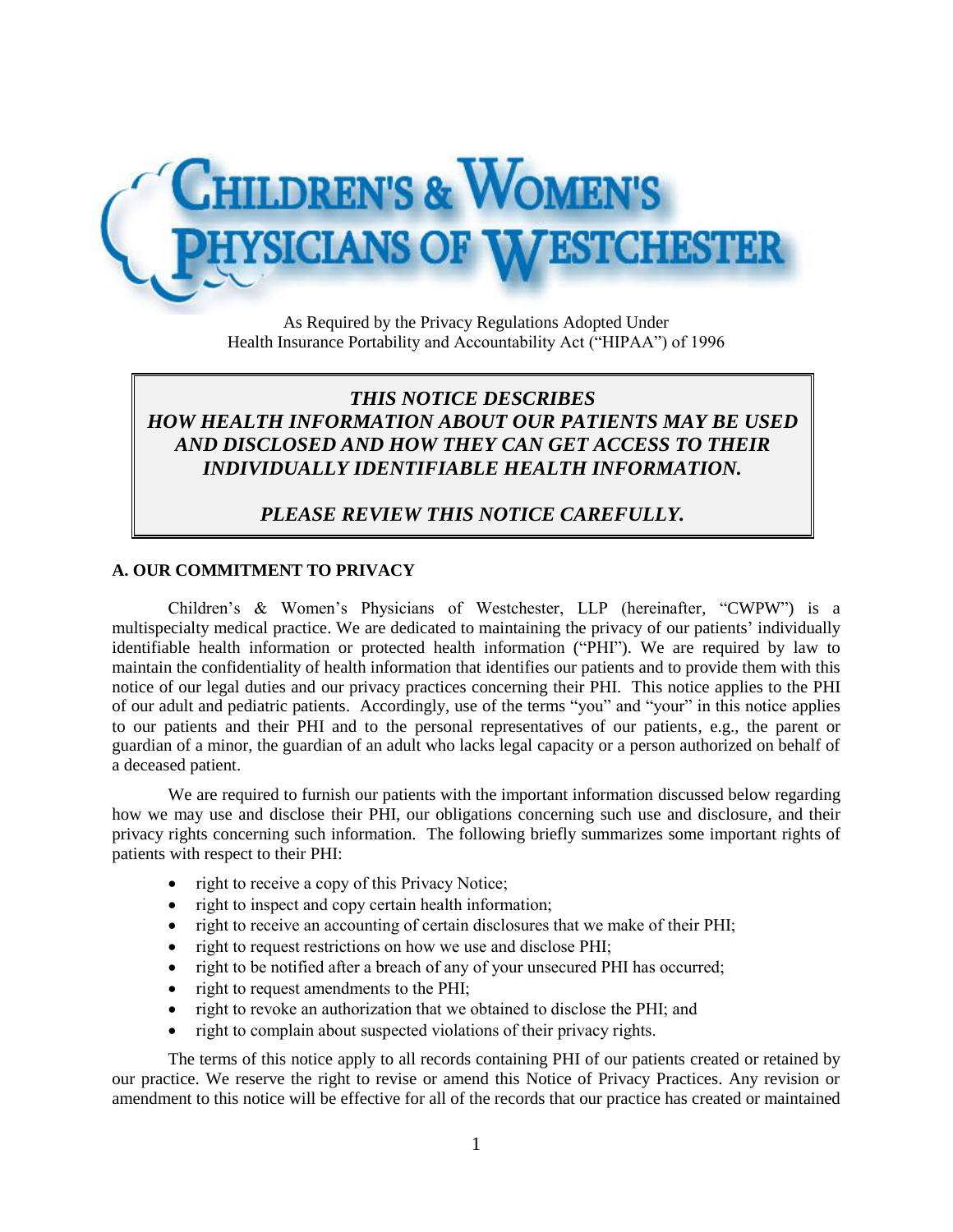# CHILDREN'S & WOMEN'S PHYSICIANS OF WESTCHESTER

As Required by the Privacy Regulations Adopted Under
Health Insurance Portability and Accountability Act ("HIPAA") of 1996

***THIS NOTICE DESCRIBES HOW HEALTH INFORMATION ABOUT OUR PATIENTS MAY BE USED AND DISCLOSED AND HOW THEY CAN GET ACCESS TO THEIR INDIVIDUALLY IDENTIFIABLE HEALTH INFORMATION.***

***PLEASE REVIEW THIS NOTICE CAREFULLY.***

## A. OUR COMMITMENT TO PRIVACY

Children's & Women's Physicians of Westchester, LLP (hereinafter, "CWPW") is a multispecialty medical practice. We are dedicated to maintaining the privacy of our patients' individually identifiable health information or protected health information ("PHI"). We are required by law to maintain the confidentiality of health information that identifies our patients and to provide them with this notice of our legal duties and our privacy practices concerning their PHI. This notice applies to the PHI of our adult and pediatric patients. Accordingly, use of the terms "you" and "your" in this notice applies to our patients and their PHI and to the personal representatives of our patients, e.g., the parent or guardian of a minor, the guardian of an adult who lacks legal capacity or a person authorized on behalf of a deceased patient.

We are required to furnish our patients with the important information discussed below regarding how we may use and disclose their PHI, our obligations concerning such use and disclosure, and their privacy rights concerning such information. The following briefly summarizes some important rights of patients with respect to their PHI:

- right to receive a copy of this Privacy Notice;
- right to inspect and copy certain health information;
- right to receive an accounting of certain disclosures that we make of their PHI;
- right to request restrictions on how we use and disclose PHI;
- right to be notified after a breach of any of your unsecured PHI has occurred;
- right to request amendments to the PHI;
- right to revoke an authorization that we obtained to disclose the PHI; and
- right to complain about suspected violations of their privacy rights.

The terms of this notice apply to all records containing PHI of our patients created or retained by our practice. We reserve the right to revise or amend this Notice of Privacy Practices. Any revision or amendment to this notice will be effective for all of the records that our practice has created or maintained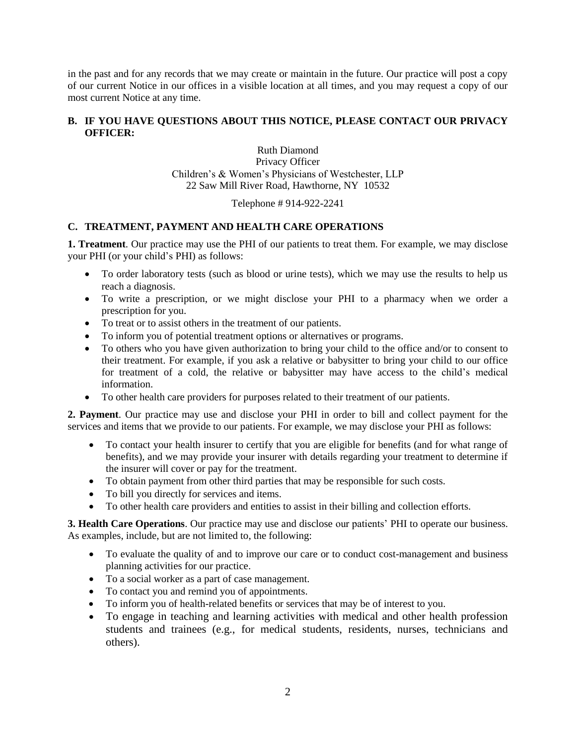in the past and for any records that we may create or maintain in the future. Our practice will post a copy of our current Notice in our offices in a visible location at all times, and you may request a copy of our most current Notice at any time.

## B. IF YOU HAVE QUESTIONS ABOUT THIS NOTICE, PLEASE CONTACT OUR PRIVACY OFFICER:

Ruth Diamond
Privacy Officer
Children's & Women's Physicians of Westchester, LLP
22 Saw Mill River Road, Hawthorne, NY 10532

Telephone # 914-922-2241

## C. TREATMENT, PAYMENT AND HEALTH CARE OPERATIONS

**1. Treatment**. Our practice may use the PHI of our patients to treat them. For example, we may disclose your PHI (or your child's PHI) as follows:

- To order laboratory tests (such as blood or urine tests), which we may use the results to help us reach a diagnosis.
- To write a prescription, or we might disclose your PHI to a pharmacy when we order a prescription for you.
- To treat or to assist others in the treatment of our patients.
- To inform you of potential treatment options or alternatives or programs.
- To others who you have given authorization to bring your child to the office and/or to consent to their treatment. For example, if you ask a relative or babysitter to bring your child to our office for treatment of a cold, the relative or babysitter may have access to the child's medical information.
- To other health care providers for purposes related to their treatment of our patients.

**2. Payment**. Our practice may use and disclose your PHI in order to bill and collect payment for the services and items that we provide to our patients. For example, we may disclose your PHI as follows:

- To contact your health insurer to certify that you are eligible for benefits (and for what range of benefits), and we may provide your insurer with details regarding your treatment to determine if the insurer will cover or pay for the treatment.
- To obtain payment from other third parties that may be responsible for such costs.
- To bill you directly for services and items.
- To other health care providers and entities to assist in their billing and collection efforts.

**3. Health Care Operations**. Our practice may use and disclose our patients' PHI to operate our business. As examples, include, but are not limited to, the following:

- To evaluate the quality of and to improve our care or to conduct cost-management and business planning activities for our practice.
- To a social worker as a part of case management.
- To contact you and remind you of appointments.
- To inform you of health-related benefits or services that may be of interest to you.
- To engage in teaching and learning activities with medical and other health profession students and trainees (e.g., for medical students, residents, nurses, technicians and others).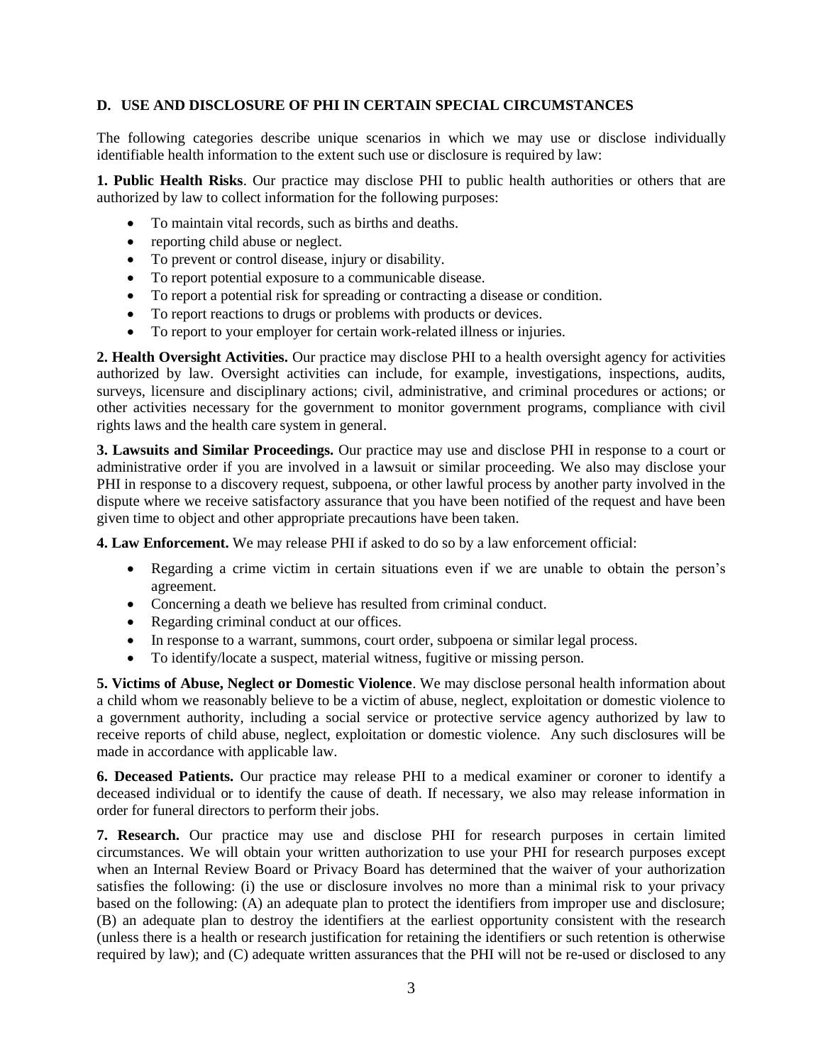**D. USE AND DISCLOSURE OF PHI IN CERTAIN SPECIAL CIRCUMSTANCES**

The following categories describe unique scenarios in which we may use or disclose individually identifiable health information to the extent such use or disclosure is required by law:

**1. Public Health Risks**. Our practice may disclose PHI to public health authorities or others that are authorized by law to collect information for the following purposes:

- To maintain vital records, such as births and deaths.
- reporting child abuse or neglect.
- To prevent or control disease, injury or disability.
- To report potential exposure to a communicable disease.
- To report a potential risk for spreading or contracting a disease or condition.
- To report reactions to drugs or problems with products or devices.
- To report to your employer for certain work-related illness or injuries.

**2. Health Oversight Activities.** Our practice may disclose PHI to a health oversight agency for activities authorized by law. Oversight activities can include, for example, investigations, inspections, audits, surveys, licensure and disciplinary actions; civil, administrative, and criminal procedures or actions; or other activities necessary for the government to monitor government programs, compliance with civil rights laws and the health care system in general.

**3. Lawsuits and Similar Proceedings.** Our practice may use and disclose PHI in response to a court or administrative order if you are involved in a lawsuit or similar proceeding. We also may disclose your PHI in response to a discovery request, subpoena, or other lawful process by another party involved in the dispute where we receive satisfactory assurance that you have been notified of the request and have been given time to object and other appropriate precautions have been taken.

**4. Law Enforcement.** We may release PHI if asked to do so by a law enforcement official:

- Regarding a crime victim in certain situations even if we are unable to obtain the person's agreement.
- Concerning a death we believe has resulted from criminal conduct.
- Regarding criminal conduct at our offices.
- In response to a warrant, summons, court order, subpoena or similar legal process.
- To identify/locate a suspect, material witness, fugitive or missing person.

**5. Victims of Abuse, Neglect or Domestic Violence**. We may disclose personal health information about a child whom we reasonably believe to be a victim of abuse, neglect, exploitation or domestic violence to a government authority, including a social service or protective service agency authorized by law to receive reports of child abuse, neglect, exploitation or domestic violence. Any such disclosures will be made in accordance with applicable law.

**6. Deceased Patients.** Our practice may release PHI to a medical examiner or coroner to identify a deceased individual or to identify the cause of death. If necessary, we also may release information in order for funeral directors to perform their jobs.

**7. Research.** Our practice may use and disclose PHI for research purposes in certain limited circumstances. We will obtain your written authorization to use your PHI for research purposes except when an Internal Review Board or Privacy Board has determined that the waiver of your authorization satisfies the following: (i) the use or disclosure involves no more than a minimal risk to your privacy based on the following: (A) an adequate plan to protect the identifiers from improper use and disclosure; (B) an adequate plan to destroy the identifiers at the earliest opportunity consistent with the research (unless there is a health or research justification for retaining the identifiers or such retention is otherwise required by law); and (C) adequate written assurances that the PHI will not be re-used or disclosed to any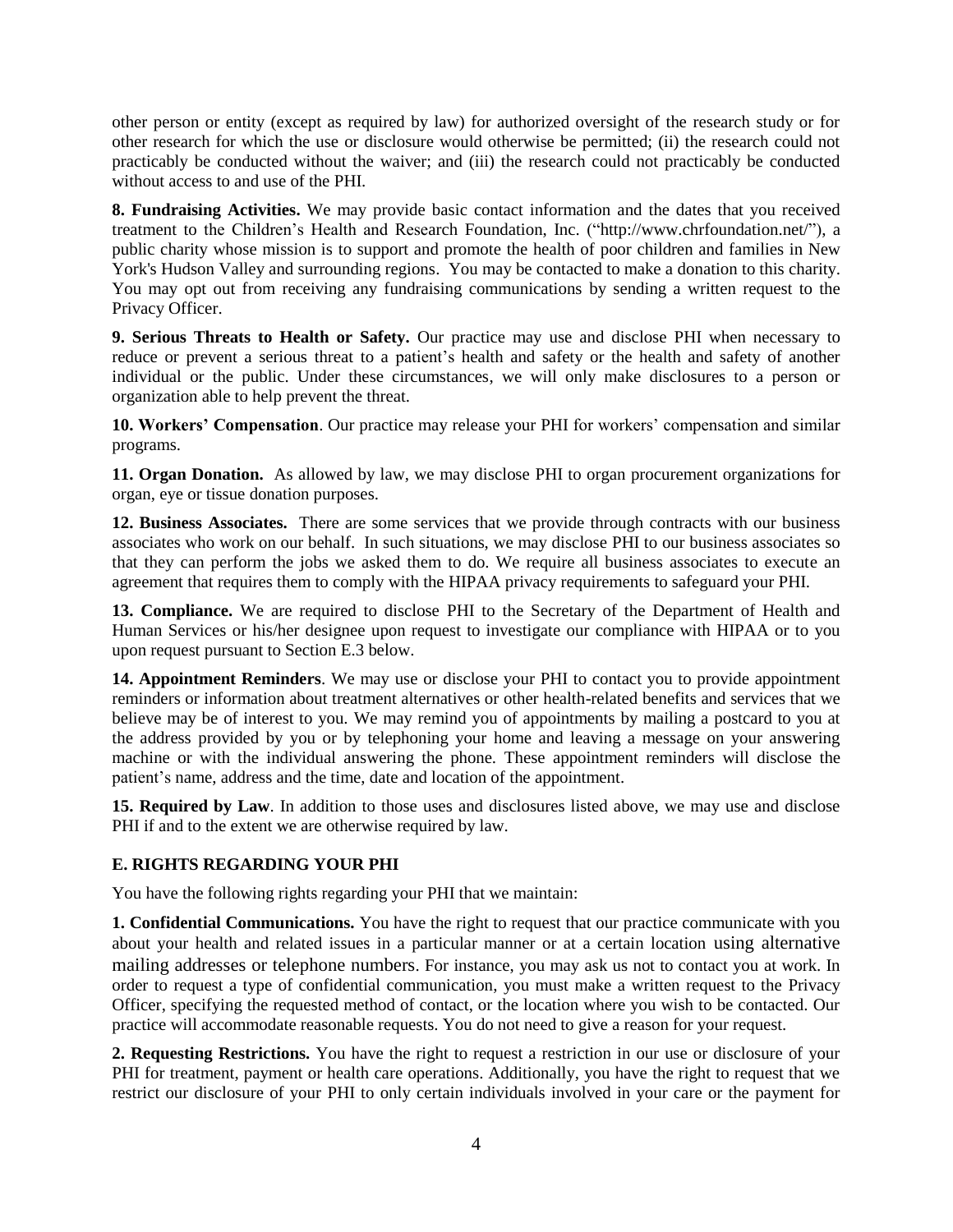other person or entity (except as required by law) for authorized oversight of the research study or for other research for which the use or disclosure would otherwise be permitted; (ii) the research could not practicably be conducted without the waiver; and (iii) the research could not practicably be conducted without access to and use of the PHI.

**8. Fundraising Activities.** We may provide basic contact information and the dates that you received treatment to the Children's Health and Research Foundation, Inc. ("http://www.chrfoundation.net/"), a public charity whose mission is to support and promote the health of poor children and families in New York's Hudson Valley and surrounding regions. You may be contacted to make a donation to this charity. You may opt out from receiving any fundraising communications by sending a written request to the Privacy Officer.

**9. Serious Threats to Health or Safety.** Our practice may use and disclose PHI when necessary to reduce or prevent a serious threat to a patient's health and safety or the health and safety of another individual or the public. Under these circumstances, we will only make disclosures to a person or organization able to help prevent the threat.

**10. Workers' Compensation**. Our practice may release your PHI for workers' compensation and similar programs.

**11. Organ Donation.** As allowed by law, we may disclose PHI to organ procurement organizations for organ, eye or tissue donation purposes.

**12. Business Associates.** There are some services that we provide through contracts with our business associates who work on our behalf. In such situations, we may disclose PHI to our business associates so that they can perform the jobs we asked them to do. We require all business associates to execute an agreement that requires them to comply with the HIPAA privacy requirements to safeguard your PHI.

**13. Compliance.** We are required to disclose PHI to the Secretary of the Department of Health and Human Services or his/her designee upon request to investigate our compliance with HIPAA or to you upon request pursuant to Section E.3 below.

**14. Appointment Reminders**. We may use or disclose your PHI to contact you to provide appointment reminders or information about treatment alternatives or other health-related benefits and services that we believe may be of interest to you. We may remind you of appointments by mailing a postcard to you at the address provided by you or by telephoning your home and leaving a message on your answering machine or with the individual answering the phone. These appointment reminders will disclose the patient's name, address and the time, date and location of the appointment.

**15. Required by Law**. In addition to those uses and disclosures listed above, we may use and disclose PHI if and to the extent we are otherwise required by law.

## E. RIGHTS REGARDING YOUR PHI

You have the following rights regarding your PHI that we maintain:

**1. Confidential Communications.** You have the right to request that our practice communicate with you about your health and related issues in a particular manner or at a certain location using alternative mailing addresses or telephone numbers. For instance, you may ask us not to contact you at work. In order to request a type of confidential communication, you must make a written request to the Privacy Officer, specifying the requested method of contact, or the location where you wish to be contacted. Our practice will accommodate reasonable requests. You do not need to give a reason for your request.

**2. Requesting Restrictions.** You have the right to request a restriction in our use or disclosure of your PHI for treatment, payment or health care operations. Additionally, you have the right to request that we restrict our disclosure of your PHI to only certain individuals involved in your care or the payment for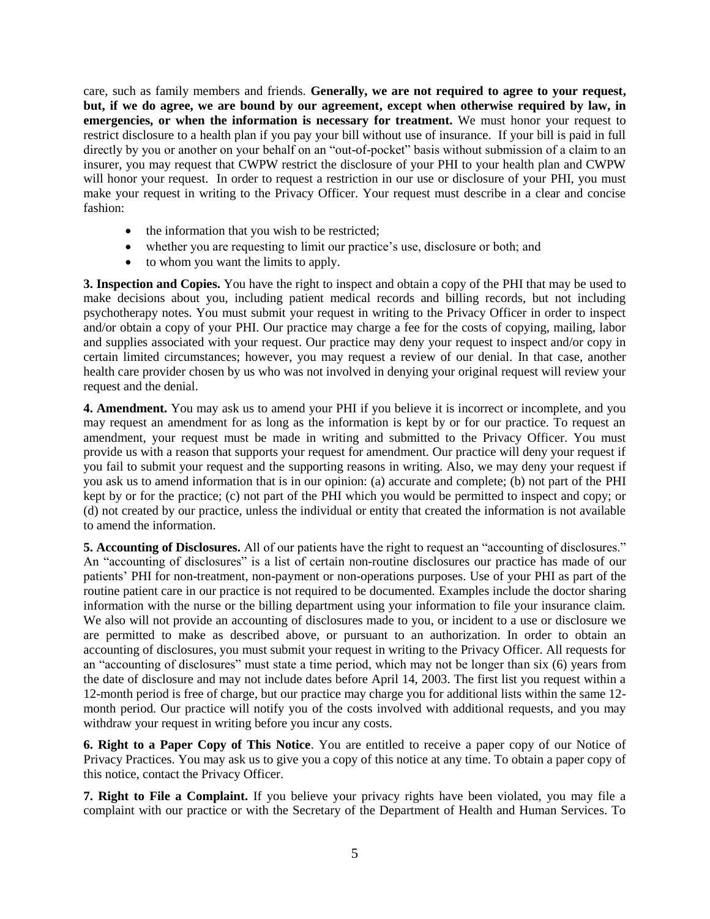care, such as family members and friends. **Generally, we are not required to agree to your request, but, if we do agree, we are bound by our agreement, except when otherwise required by law, in emergencies, or when the information is necessary for treatment.** We must honor your request to restrict disclosure to a health plan if you pay your bill without use of insurance. If your bill is paid in full directly by you or another on your behalf on an "out-of-pocket" basis without submission of a claim to an insurer, you may request that CWPW restrict the disclosure of your PHI to your health plan and CWPW will honor your request. In order to request a restriction in our use or disclosure of your PHI, you must make your request in writing to the Privacy Officer. Your request must describe in a clear and concise fashion:

- the information that you wish to be restricted;
- whether you are requesting to limit our practice's use, disclosure or both; and
- to whom you want the limits to apply.

**3. Inspection and Copies.** You have the right to inspect and obtain a copy of the PHI that may be used to make decisions about you, including patient medical records and billing records, but not including psychotherapy notes. You must submit your request in writing to the Privacy Officer in order to inspect and/or obtain a copy of your PHI. Our practice may charge a fee for the costs of copying, mailing, labor and supplies associated with your request. Our practice may deny your request to inspect and/or copy in certain limited circumstances; however, you may request a review of our denial. In that case, another health care provider chosen by us who was not involved in denying your original request will review your request and the denial.

**4. Amendment.** You may ask us to amend your PHI if you believe it is incorrect or incomplete, and you may request an amendment for as long as the information is kept by or for our practice. To request an amendment, your request must be made in writing and submitted to the Privacy Officer. You must provide us with a reason that supports your request for amendment. Our practice will deny your request if you fail to submit your request and the supporting reasons in writing. Also, we may deny your request if you ask us to amend information that is in our opinion: (a) accurate and complete; (b) not part of the PHI kept by or for the practice; (c) not part of the PHI which you would be permitted to inspect and copy; or (d) not created by our practice, unless the individual or entity that created the information is not available to amend the information.

**5. Accounting of Disclosures.** All of our patients have the right to request an "accounting of disclosures." An "accounting of disclosures" is a list of certain non-routine disclosures our practice has made of our patients' PHI for non-treatment, non-payment or non-operations purposes. Use of your PHI as part of the routine patient care in our practice is not required to be documented. Examples include the doctor sharing information with the nurse or the billing department using your information to file your insurance claim. We also will not provide an accounting of disclosures made to you, or incident to a use or disclosure we are permitted to make as described above, or pursuant to an authorization. In order to obtain an accounting of disclosures, you must submit your request in writing to the Privacy Officer. All requests for an "accounting of disclosures" must state a time period, which may not be longer than six (6) years from the date of disclosure and may not include dates before April 14, 2003. The first list you request within a 12-month period is free of charge, but our practice may charge you for additional lists within the same 12-month period. Our practice will notify you of the costs involved with additional requests, and you may withdraw your request in writing before you incur any costs.

**6. Right to a Paper Copy of This Notice**. You are entitled to receive a paper copy of our Notice of Privacy Practices. You may ask us to give you a copy of this notice at any time. To obtain a paper copy of this notice, contact the Privacy Officer.

**7. Right to File a Complaint.** If you believe your privacy rights have been violated, you may file a complaint with our practice or with the Secretary of the Department of Health and Human Services. To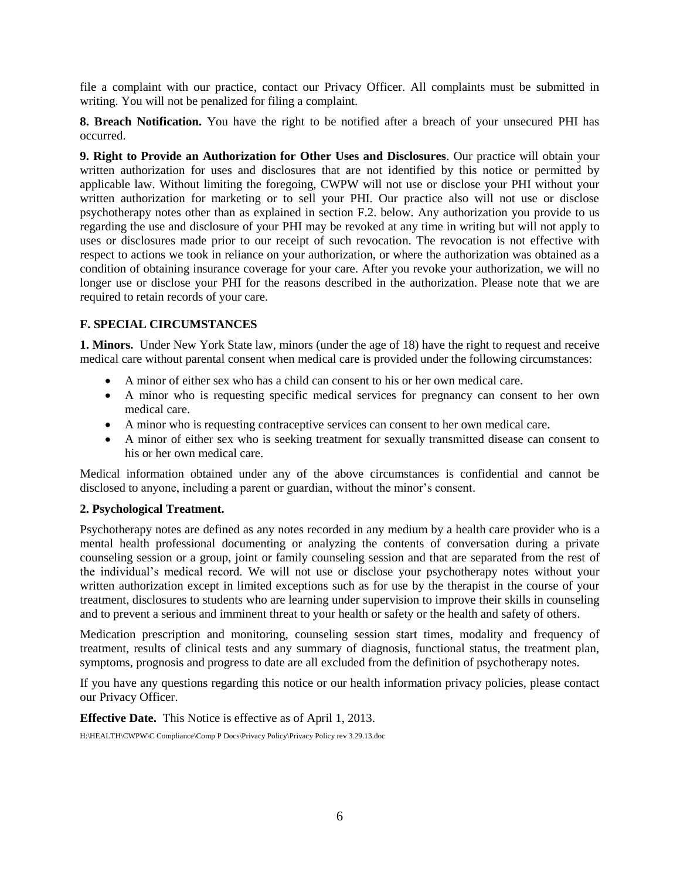file a complaint with our practice, contact our Privacy Officer. All complaints must be submitted in writing. You will not be penalized for filing a complaint.

**8. Breach Notification.** You have the right to be notified after a breach of your unsecured PHI has occurred.

**9. Right to Provide an Authorization for Other Uses and Disclosures**. Our practice will obtain your written authorization for uses and disclosures that are not identified by this notice or permitted by applicable law. Without limiting the foregoing, CWPW will not use or disclose your PHI without your written authorization for marketing or to sell your PHI. Our practice also will not use or disclose psychotherapy notes other than as explained in section F.2. below. Any authorization you provide to us regarding the use and disclosure of your PHI may be revoked at any time in writing but will not apply to uses or disclosures made prior to our receipt of such revocation. The revocation is not effective with respect to actions we took in reliance on your authorization, or where the authorization was obtained as a condition of obtaining insurance coverage for your care. After you revoke your authorization, we will no longer use or disclose your PHI for the reasons described in the authorization. Please note that we are required to retain records of your care.

## F. SPECIAL CIRCUMSTANCES

**1. Minors.** Under New York State law, minors (under the age of 18) have the right to request and receive medical care without parental consent when medical care is provided under the following circumstances:

- A minor of either sex who has a child can consent to his or her own medical care.
- A minor who is requesting specific medical services for pregnancy can consent to her own medical care.
- A minor who is requesting contraceptive services can consent to her own medical care.
- A minor of either sex who is seeking treatment for sexually transmitted disease can consent to his or her own medical care.

Medical information obtained under any of the above circumstances is confidential and cannot be disclosed to anyone, including a parent or guardian, without the minor's consent.

**2. Psychological Treatment.**

Psychotherapy notes are defined as any notes recorded in any medium by a health care provider who is a mental health professional documenting or analyzing the contents of conversation during a private counseling session or a group, joint or family counseling session and that are separated from the rest of the individual's medical record. We will not use or disclose your psychotherapy notes without your written authorization except in limited exceptions such as for use by the therapist in the course of your treatment, disclosures to students who are learning under supervision to improve their skills in counseling and to prevent a serious and imminent threat to your health or safety or the health and safety of others.

Medication prescription and monitoring, counseling session start times, modality and frequency of treatment, results of clinical tests and any summary of diagnosis, functional status, the treatment plan, symptoms, prognosis and progress to date are all excluded from the definition of psychotherapy notes.

If you have any questions regarding this notice or our health information privacy policies, please contact our Privacy Officer.

**Effective Date.** This Notice is effective as of April 1, 2013.

H:\HEALTH\CWPW\C Compliance\Comp P Docs\Privacy Policy\Privacy Policy rev 3.29.13.doc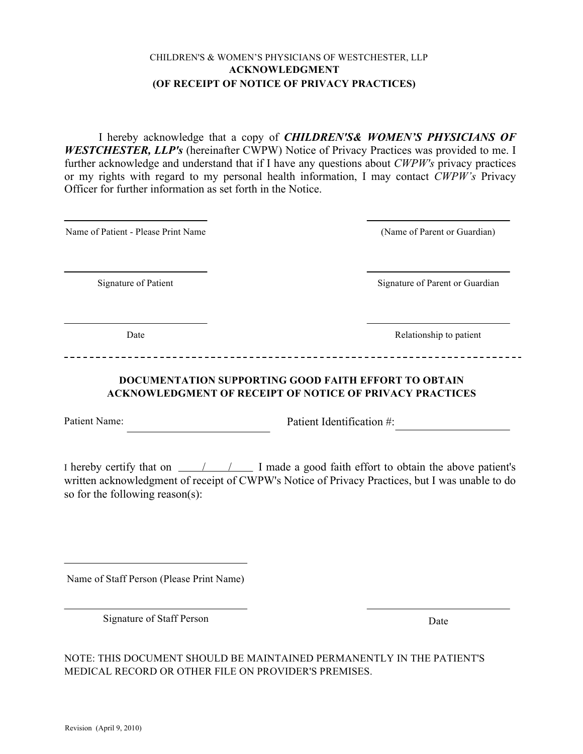CHILDREN'S & WOMEN'S PHYSICIANS OF WESTCHESTER, LLP

**ACKNOWLEDGMENT**

**(OF RECEIPT OF NOTICE OF PRIVACY PRACTICES)**

I hereby acknowledge that a copy of ***CHILDREN'S& WOMEN'S PHYSICIANS OF WESTCHESTER, LLP's*** (hereinafter CWPW) Notice of Privacy Practices was provided to me. I further acknowledge and understand that if I have any questions about *CWPW's* privacy practices or my rights with regard to my personal health information, I may contact *CWPW's* Privacy Officer for further information as set forth in the Notice.

| | |
|---|---|
| ______________________________ | ______________________________ |
| Name of Patient - Please Print Name | (Name of Parent or Guardian) |
| ______________________________ | ______________________________ |
| Signature of Patient | Signature of Parent or Guardian |
| ______________________________ | ______________________________ |
| Date | Relationship to patient |

---

**DOCUMENTATION SUPPORTING GOOD FAITH EFFORT TO OBTAIN ACKNOWLEDGMENT OF RECEIPT OF NOTICE OF PRIVACY PRACTICES**

Patient Name: ____________________________ Patient Identification #: ______________________

I hereby certify that on ____/____/____ I made a good faith effort to obtain the above patient's written acknowledgment of receipt of CWPW's Notice of Privacy Practices, but I was unable to do so for the following reason(s):

______________________________

Name of Staff Person (Please Print Name)

| | |
|---|---|
| ______________________________ | ______________________________ |
| Signature of Staff Person | Date |

NOTE: THIS DOCUMENT SHOULD BE MAINTAINED PERMANENTLY IN THE PATIENT'S MEDICAL RECORD OR OTHER FILE ON PROVIDER'S PREMISES.

Revision (April 9, 2010)